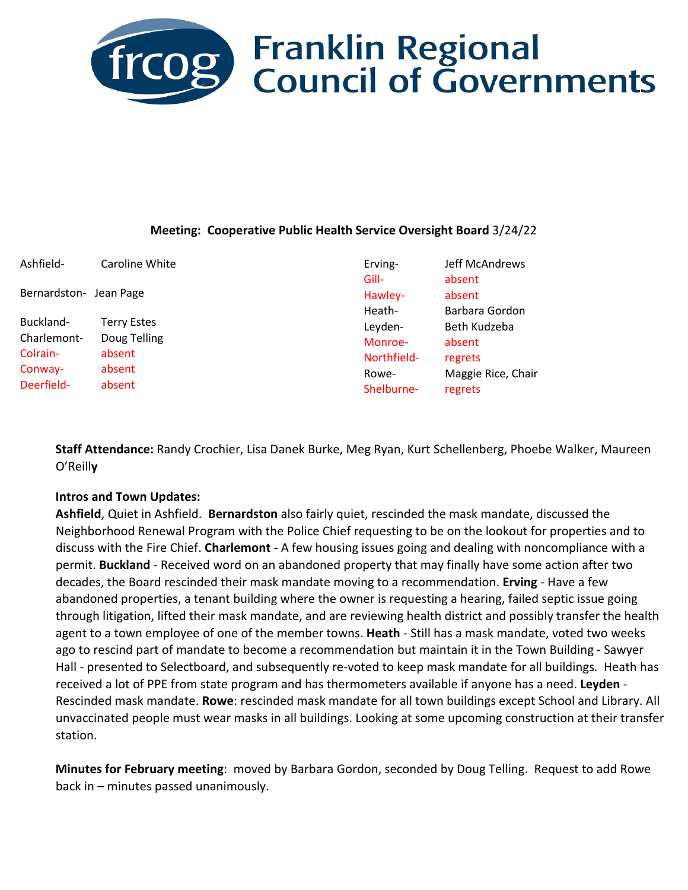# Franklin Regional Council of Governments

**Meeting: Cooperative Public Health Service Oversight Board** 3/24/22

| | | | |
|---|---|---|---|
| Ashfield- | Caroline White | Erving- | Jeff McAndrews |
| Bernardston- | Jean Page | Gill- | absent |
| Buckland- | Terry Estes | Hawley- | absent |
| Charlemont- | Doug Telling | Heath- | Barbara Gordon |
| Colrain- | absent | Leyden- | Beth Kudzeba |
| Conway- | absent | Monroe- | absent |
| Deerfield- | absent | Northfield- | regrets |
| | | Rowe- | Maggie Rice, Chair |
| | | Shelburne- | regrets |

**Staff Attendance:** Randy Crochier, Lisa Danek Burke, Meg Ryan, Kurt Schellenberg, Phoebe Walker, Maureen O'Reilly

**Intros and Town Updates:**
**Ashfield**, Quiet in Ashfield. **Bernardston** also fairly quiet, rescinded the mask mandate, discussed the Neighborhood Renewal Program with the Police Chief requesting to be on the lookout for properties and to discuss with the Fire Chief. **Charlemont** - A few housing issues going and dealing with noncompliance with a permit. **Buckland** - Received word on an abandoned property that may finally have some action after two decades, the Board rescinded their mask mandate moving to a recommendation. **Erving** - Have a few abandoned properties, a tenant building where the owner is requesting a hearing, failed septic issue going through litigation, lifted their mask mandate, and are reviewing health district and possibly transfer the health agent to a town employee of one of the member towns. **Heath** - Still has a mask mandate, voted two weeks ago to rescind part of mandate to become a recommendation but maintain it in the Town Building - Sawyer Hall - presented to Selectboard, and subsequently re-voted to keep mask mandate for all buildings. Heath has received a lot of PPE from state program and has thermometers available if anyone has a need. **Leyden** - Rescinded mask mandate. **Rowe**: rescinded mask mandate for all town buildings except School and Library. All unvaccinated people must wear masks in all buildings. Looking at some upcoming construction at their transfer station.

**Minutes for February meeting**: moved by Barbara Gordon, seconded by Doug Telling. Request to add Rowe back in – minutes passed unanimously.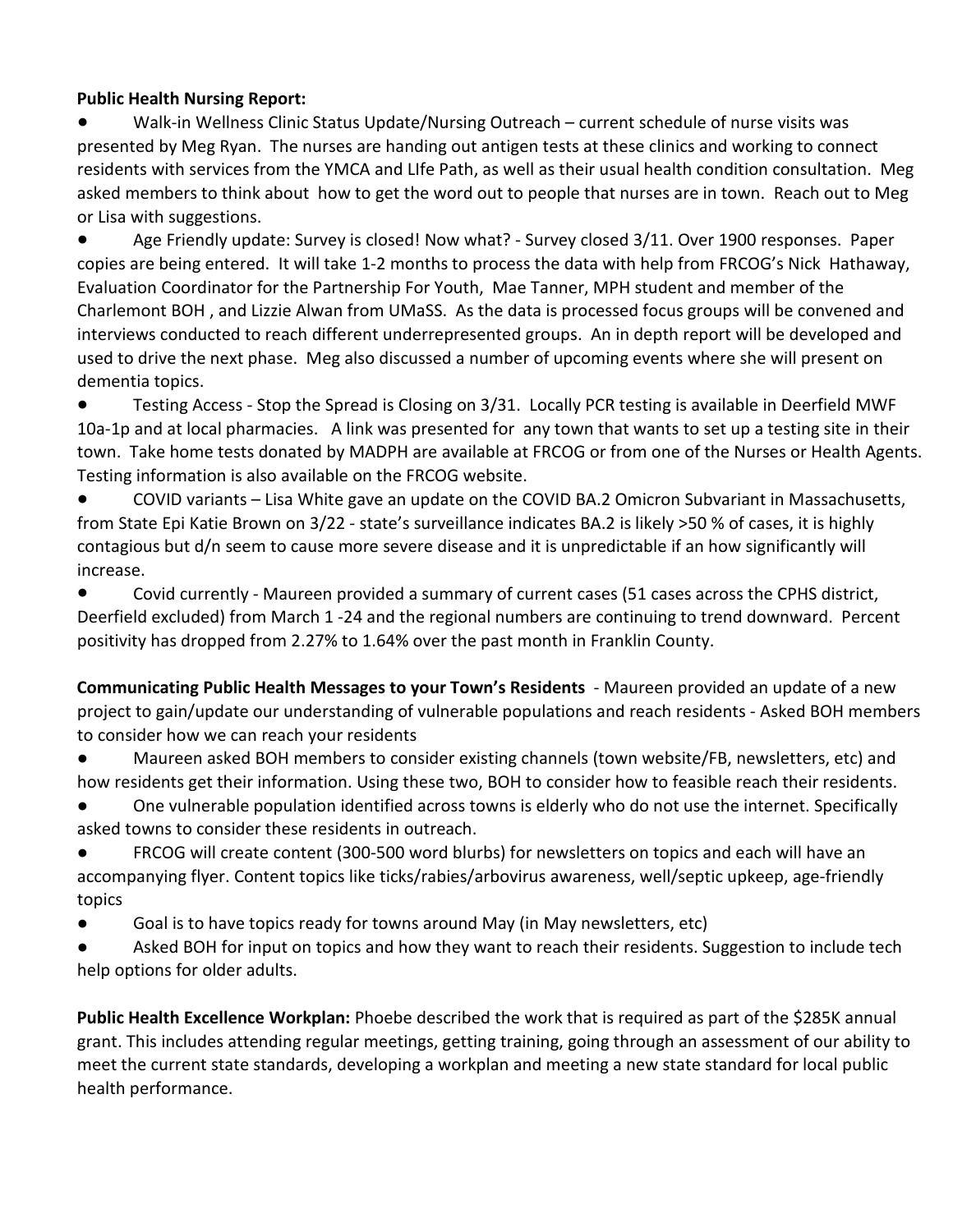**Public Health Nursing Report:**

- Walk-in Wellness Clinic Status Update/Nursing Outreach – current schedule of nurse visits was presented by Meg Ryan. The nurses are handing out antigen tests at these clinics and working to connect residents with services from the YMCA and LIfe Path, as well as their usual health condition consultation. Meg asked members to think about how to get the word out to people that nurses are in town. Reach out to Meg or Lisa with suggestions.
- Age Friendly update: Survey is closed! Now what? - Survey closed 3/11. Over 1900 responses. Paper copies are being entered. It will take 1-2 months to process the data with help from FRCOG's Nick Hathaway, Evaluation Coordinator for the Partnership For Youth, Mae Tanner, MPH student and member of the Charlemont BOH , and Lizzie Alwan from UMaSS. As the data is processed focus groups will be convened and interviews conducted to reach different underrepresented groups. An in depth report will be developed and used to drive the next phase. Meg also discussed a number of upcoming events where she will present on dementia topics.
- Testing Access - Stop the Spread is Closing on 3/31. Locally PCR testing is available in Deerfield MWF 10a-1p and at local pharmacies. A link was presented for any town that wants to set up a testing site in their town. Take home tests donated by MADPH are available at FRCOG or from one of the Nurses or Health Agents. Testing information is also available on the FRCOG website.
- COVID variants – Lisa White gave an update on the COVID BA.2 Omicron Subvariant in Massachusetts, from State Epi Katie Brown on 3/22 - state's surveillance indicates BA.2 is likely >50 % of cases, it is highly contagious but d/n seem to cause more severe disease and it is unpredictable if an how significantly will increase.
- Covid currently - Maureen provided a summary of current cases (51 cases across the CPHS district, Deerfield excluded) from March 1 -24 and the regional numbers are continuing to trend downward. Percent positivity has dropped from 2.27% to 1.64% over the past month in Franklin County.

**Communicating Public Health Messages to your Town's Residents** - Maureen provided an update of a new project to gain/update our understanding of vulnerable populations and reach residents - Asked BOH members to consider how we can reach your residents

- Maureen asked BOH members to consider existing channels (town website/FB, newsletters, etc) and how residents get their information. Using these two, BOH to consider how to feasible reach their residents.
- One vulnerable population identified across towns is elderly who do not use the internet. Specifically asked towns to consider these residents in outreach.
- FRCOG will create content (300-500 word blurbs) for newsletters on topics and each will have an accompanying flyer. Content topics like ticks/rabies/arbovirus awareness, well/septic upkeep, age-friendly topics
- Goal is to have topics ready for towns around May (in May newsletters, etc)
- Asked BOH for input on topics and how they want to reach their residents. Suggestion to include tech help options for older adults.

**Public Health Excellence Workplan:** Phoebe described the work that is required as part of the $285K annual grant. This includes attending regular meetings, getting training, going through an assessment of our ability to meet the current state standards, developing a workplan and meeting a new state standard for local public health performance.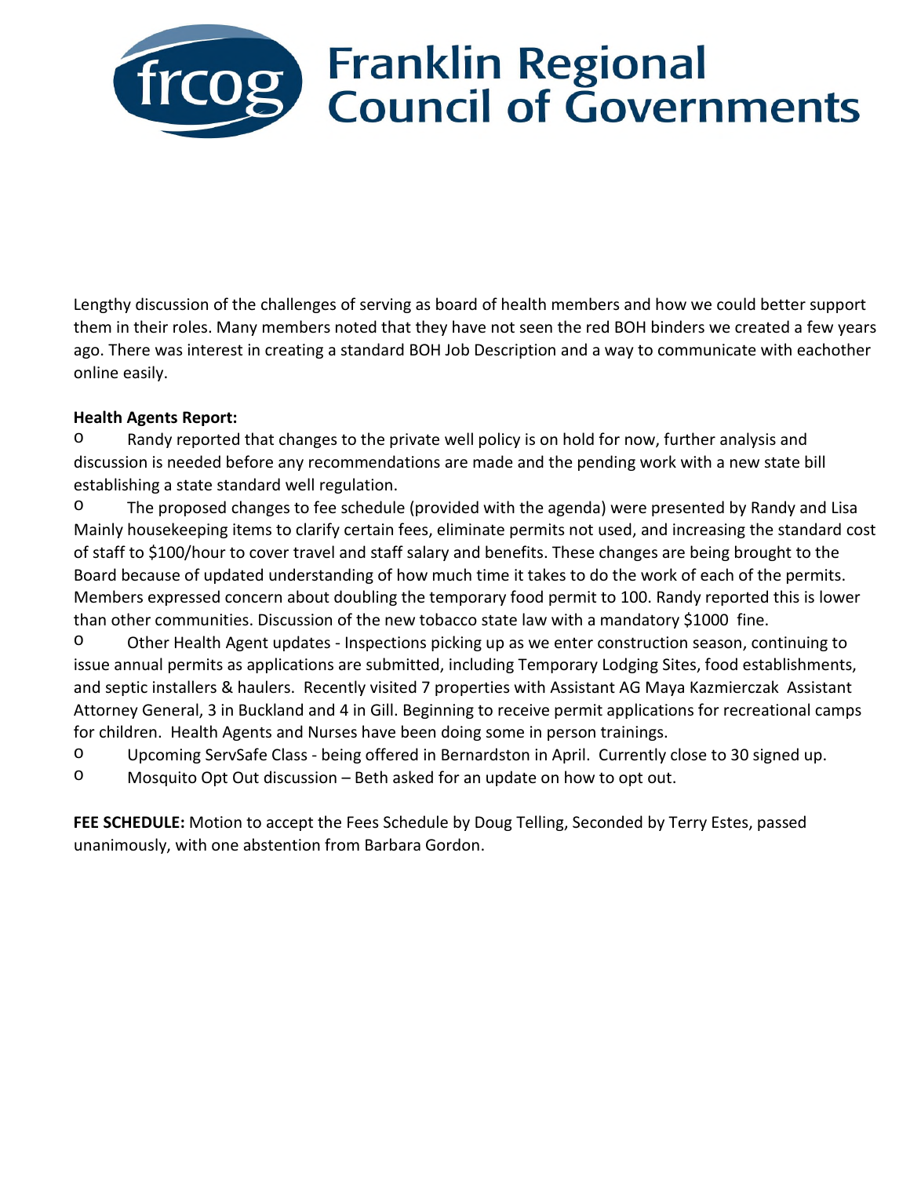Lengthy discussion of the challenges of serving as board of health members and how we could better support them in their roles. Many members noted that they have not seen the red BOH binders we created a few years ago. There was interest in creating a standard BOH Job Description and a way to communicate with eachother online easily.

**Health Agents Report:**

- Randy reported that changes to the private well policy is on hold for now, further analysis and discussion is needed before any recommendations are made and the pending work with a new state bill establishing a state standard well regulation.
- The proposed changes to fee schedule (provided with the agenda) were presented by Randy and Lisa Mainly housekeeping items to clarify certain fees, eliminate permits not used, and increasing the standard cost of staff to $100/hour to cover travel and staff salary and benefits. These changes are being brought to the Board because of updated understanding of how much time it takes to do the work of each of the permits. Members expressed concern about doubling the temporary food permit to 100. Randy reported this is lower than other communities. Discussion of the new tobacco state law with a mandatory $1000 fine.
- Other Health Agent updates - Inspections picking up as we enter construction season, continuing to issue annual permits as applications are submitted, including Temporary Lodging Sites, food establishments, and septic installers & haulers. Recently visited 7 properties with Assistant AG Maya Kazmierczak Assistant Attorney General, 3 in Buckland and 4 in Gill. Beginning to receive permit applications for recreational camps for children. Health Agents and Nurses have been doing some in person trainings.
- Upcoming ServSafe Class - being offered in Bernardston in April. Currently close to 30 signed up.
- Mosquito Opt Out discussion – Beth asked for an update on how to opt out.

**FEE SCHEDULE:** Motion to accept the Fees Schedule by Doug Telling, Seconded by Terry Estes, passed unanimously, with one abstention from Barbara Gordon.